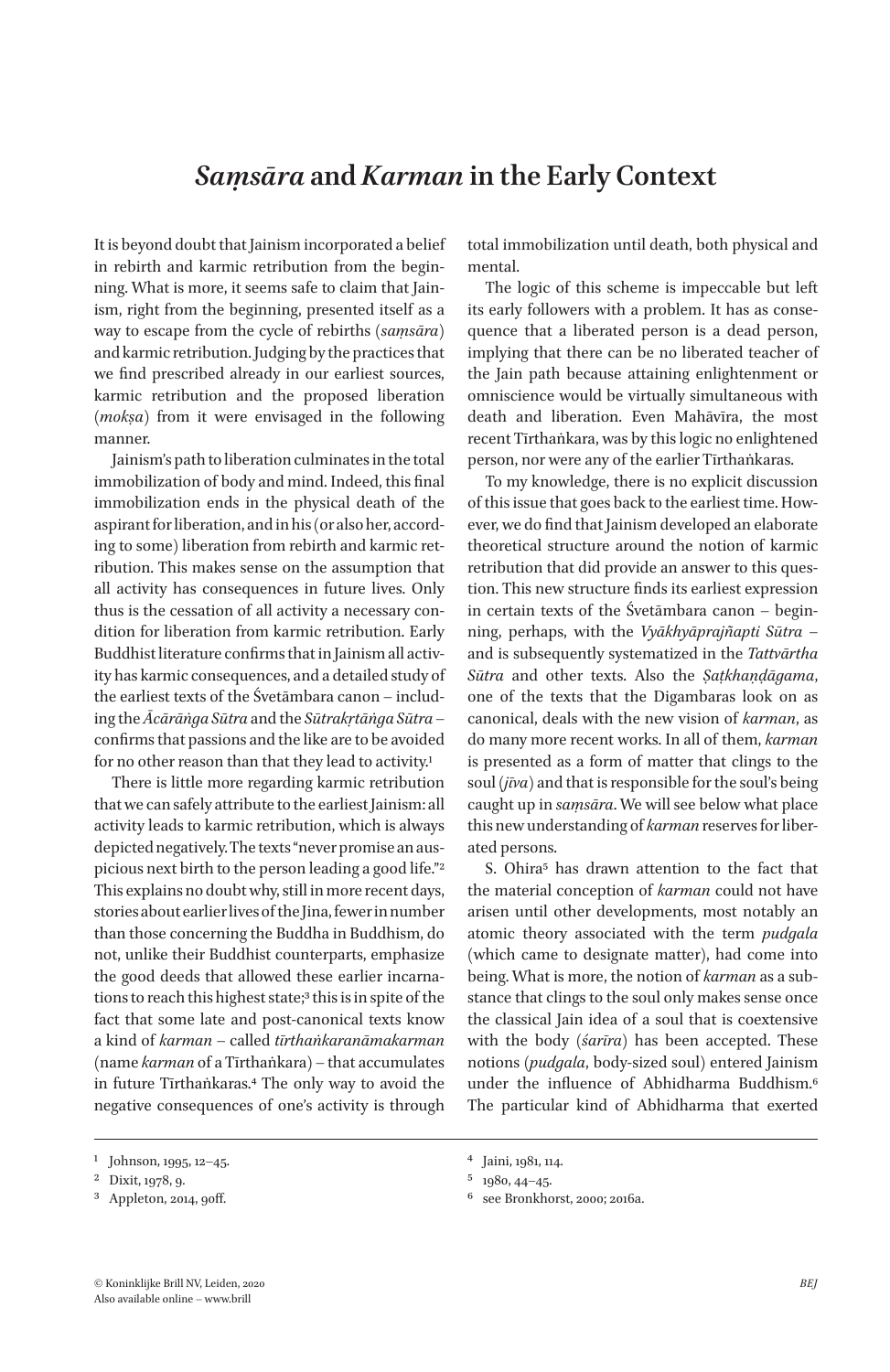# *Saṃsāra* and *Karman* in the Early Context

It is beyond doubt that Jainism incorporated a belief in rebirth and karmic retribution from the beginning. What is more, it seems safe to claim that Jainism, right from the beginning, presented itself as a way to escape from the cycle of rebirths (*saṃsāra*) and karmic retribution. Judging by the practices that we find prescribed already in our earliest sources, karmic retribution and the proposed liberation (*mokṣa*) from it were envisaged in the following manner.

Jainism's path to liberation culminates in the total immobilization of body and mind. Indeed, this final immobilization ends in the physical death of the aspirant for liberation, and in his (or also her, according to some) liberation from rebirth and karmic retribution. This makes sense on the assumption that all activity has consequences in future lives. Only thus is the cessation of all activity a necessary condition for liberation from karmic retribution. Early Buddhist literature confirms that in Jainism all activity has karmic consequences, and a detailed study of the earliest texts of the Śvetāmbara canon – including the *Ācārāṅga Sūtra* and the *Sūtrakṛtāṅga Sūtra* – confirms that passions and the like are to be avoided for no other reason than that they lead to activity.[1]

There is little more regarding karmic retribution that we can safely attribute to the earliest Jainism: all activity leads to karmic retribution, which is always depicted negatively. The texts "never promise an auspicious next birth to the person leading a good life."[2] This explains no doubt why, still in more recent days, stories about earlier lives of the Jina, fewer in number than those concerning the Buddha in Buddhism, do not, unlike their Buddhist counterparts, emphasize the good deeds that allowed these earlier incarnations to reach this highest state;[3] this is in spite of the fact that some late and post-canonical texts know a kind of *karman* – called *tīrthaṅkaranāmakarman* (name *karman* of a Tīrthaṅkara) – that accumulates in future Tīrthaṅkaras.[4] The only way to avoid the negative consequences of one's activity is through total immobilization until death, both physical and mental.

The logic of this scheme is impeccable but left its early followers with a problem. It has as consequence that a liberated person is a dead person, implying that there can be no liberated teacher of the Jain path because attaining enlightenment or omniscience would be virtually simultaneous with death and liberation. Even Mahāvīra, the most recent Tīrthaṅkara, was by this logic no enlightened person, nor were any of the earlier Tīrthaṅkaras.

To my knowledge, there is no explicit discussion of this issue that goes back to the earliest time. However, we do find that Jainism developed an elaborate theoretical structure around the notion of karmic retribution that did provide an answer to this question. This new structure finds its earliest expression in certain texts of the Śvetāmbara canon – beginning, perhaps, with the *Vyākhyāprajñapti Sūtra* – and is subsequently systematized in the *Tattvārtha Sūtra* and other texts. Also the *Ṣaṭkhaṇḍāgama*, one of the texts that the Digambaras look on as canonical, deals with the new vision of *karman*, as do many more recent works. In all of them, *karman* is presented as a form of matter that clings to the soul (*jīva*) and that is responsible for the soul's being caught up in *saṃsāra*. We will see below what place this new understanding of *karman* reserves for liberated persons.

S. Ohira[5] has drawn attention to the fact that the material conception of *karman* could not have arisen until other developments, most notably an atomic theory associated with the term *pudgala* (which came to designate matter), had come into being. What is more, the notion of *karman* as a substance that clings to the soul only makes sense once the classical Jain idea of a soul that is coextensive with the body (*śarīra*) has been accepted. These notions (*pudgala*, body-sized soul) entered Jainism under the influence of Abhidharma Buddhism.[6] The particular kind of Abhidharma that exerted

---

[1] Johnson, 1995, 12–45.

[2] Dixit, 1978, 9.

[3] Appleton, 2014, 90ff.

[4] Jaini, 1981, 114.

[5] 1980, 44–45.

[6] see Bronkhorst, 2000; 2016a.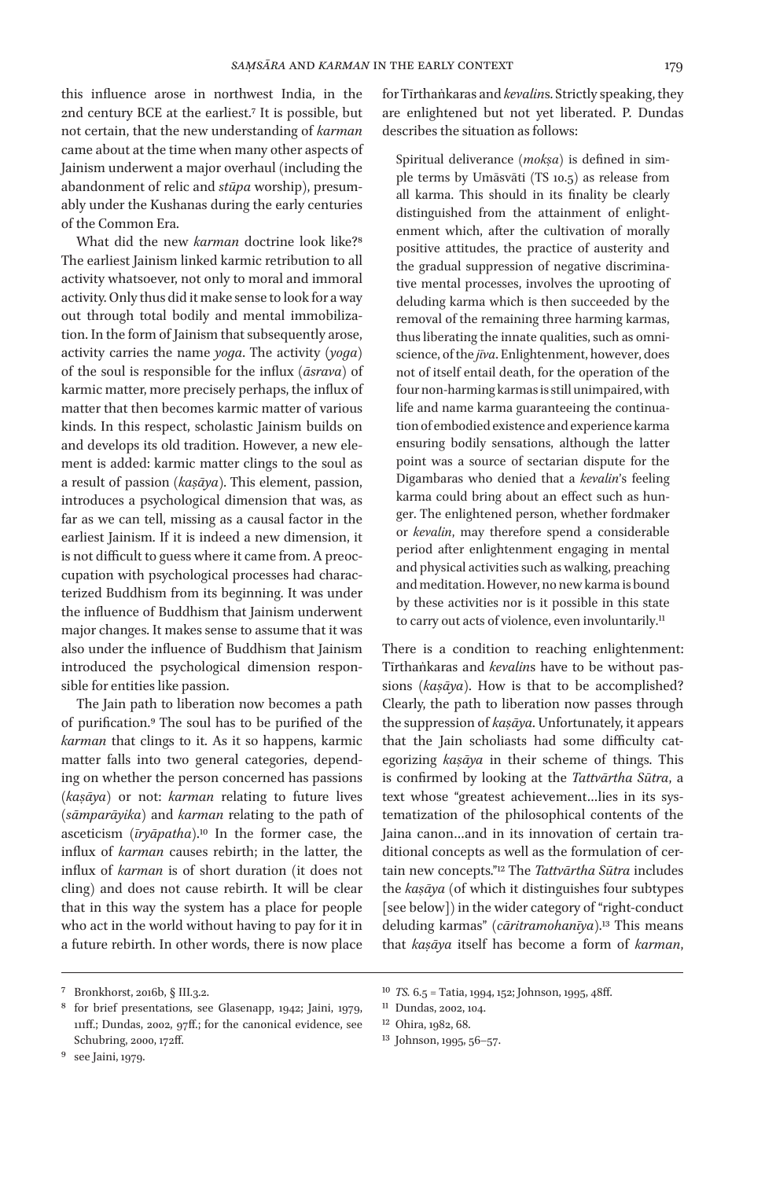this influence arose in northwest India, in the 2nd century BCE at the earliest.[7] It is possible, but not certain, that the new understanding of *karman* came about at the time when many other aspects of Jainism underwent a major overhaul (including the abandonment of relic and *stūpa* worship), presumably under the Kushanas during the early centuries of the Common Era.

What did the new *karman* doctrine look like?[8] The earliest Jainism linked karmic retribution to all activity whatsoever, not only to moral and immoral activity. Only thus did it make sense to look for a way out through total bodily and mental immobilization. In the form of Jainism that subsequently arose, activity carries the name *yoga*. The activity (*yoga*) of the soul is responsible for the influx (*āsrava*) of karmic matter, more precisely perhaps, the influx of matter that then becomes karmic matter of various kinds. In this respect, scholastic Jainism builds on and develops its old tradition. However, a new element is added: karmic matter clings to the soul as a result of passion (*kaṣāya*). This element, passion, introduces a psychological dimension that was, as far as we can tell, missing as a causal factor in the earliest Jainism. If it is indeed a new dimension, it is not difficult to guess where it came from. A preoccupation with psychological processes had characterized Buddhism from its beginning. It was under the influence of Buddhism that Jainism underwent major changes. It makes sense to assume that it was also under the influence of Buddhism that Jainism introduced the psychological dimension responsible for entities like passion.

The Jain path to liberation now becomes a path of purification.[9] The soul has to be purified of the *karman* that clings to it. As it so happens, karmic matter falls into two general categories, depending on whether the person concerned has passions (*kaṣāya*) or not: *karman* relating to future lives (*sāmparāyika*) and *karman* relating to the path of asceticism (*īryāpatha*).[10] In the former case, the influx of *karman* causes rebirth; in the latter, the influx of *karman* is of short duration (it does not cling) and does not cause rebirth. It will be clear that in this way the system has a place for people who act in the world without having to pay for it in a future rebirth. In other words, there is now place for Tīrthaṅkaras and *kevalin*s. Strictly speaking, they are enlightened but not yet liberated. P. Dundas describes the situation as follows:

> Spiritual deliverance (*mokṣa*) is defined in simple terms by Umāsvāti (TS 10.5) as release from all karma. This should in its finality be clearly distinguished from the attainment of enlightenment which, after the cultivation of morally positive attitudes, the practice of austerity and the gradual suppression of negative discriminative mental processes, involves the uprooting of deluding karma which is then succeeded by the removal of the remaining three harming karmas, thus liberating the innate qualities, such as omniscience, of the *jīva*. Enlightenment, however, does not of itself entail death, for the operation of the four non-harming karmas is still unimpaired, with life and name karma guaranteeing the continuation of embodied existence and experience karma ensuring bodily sensations, although the latter point was a source of sectarian dispute for the Digambaras who denied that a *kevalin*'s feeling karma could bring about an effect such as hunger. The enlightened person, whether fordmaker or *kevalin*, may therefore spend a considerable period after enlightenment engaging in mental and physical activities such as walking, preaching and meditation. However, no new karma is bound by these activities nor is it possible in this state to carry out acts of violence, even involuntarily.[11]

There is a condition to reaching enlightenment: Tīrthaṅkaras and *kevalin*s have to be without passions (*kaṣāya*). How is that to be accomplished? Clearly, the path to liberation now passes through the suppression of *kaṣāya*. Unfortunately, it appears that the Jain scholiasts had some difficulty categorizing *kaṣāya* in their scheme of things. This is confirmed by looking at the *Tattvārtha Sūtra*, a text whose "greatest achievement…lies in its systematization of the philosophical contents of the Jaina canon…and in its innovation of certain traditional concepts as well as the formulation of certain new concepts."[12] The *Tattvārtha Sūtra* includes the *kaṣāya* (of which it distinguishes four subtypes [see below]) in the wider category of "right-conduct deluding karmas" (*cāritramohanīya*).[13] This means that *kaṣāya* itself has become a form of *karman*,

---

[7] Bronkhorst, 2016b, § III.3.2.

[8] for brief presentations, see Glasenapp, 1942; Jaini, 1979, 111ff.; Dundas, 2002, 97ff.; for the canonical evidence, see Schubring, 2000, 172ff.

[9] see Jaini, 1979.

[10] *TS.* 6.5 = Tatia, 1994, 152; Johnson, 1995, 48ff.

[11] Dundas, 2002, 104.

[12] Ohira, 1982, 68.

[13] Johnson, 1995, 56–57.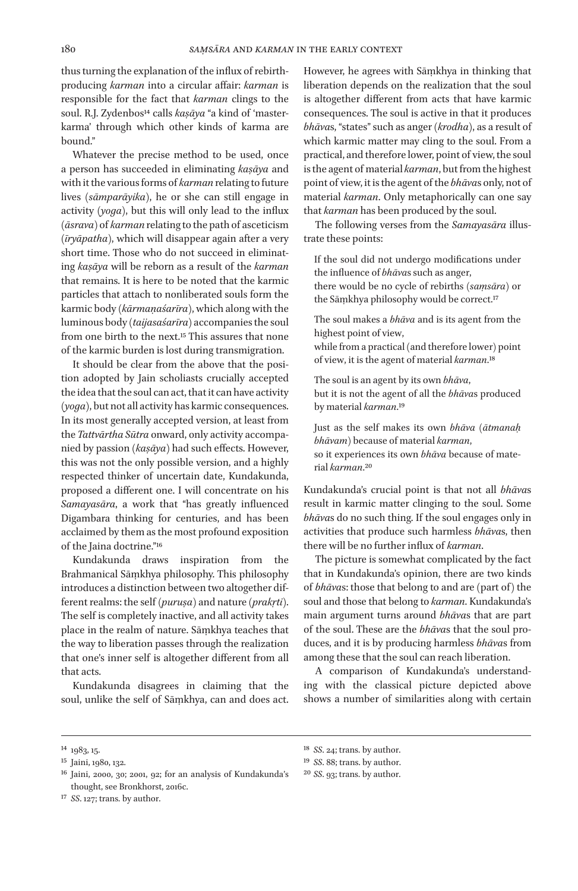thus turning the explanation of the influx of rebirth-producing *karman* into a circular affair: *karman* is responsible for the fact that *karman* clings to the soul. R.J. Zydenbos[14] calls *kaṣāya* "a kind of 'master-karma' through which other kinds of karma are bound."

Whatever the precise method to be used, once a person has succeeded in eliminating *kaṣāya* and with it the various forms of *karman* relating to future lives (*sāmparāyika*), he or she can still engage in activity (*yoga*), but this will only lead to the influx (*āsrava*) of *karman* relating to the path of asceticism (*īryāpatha*), which will disappear again after a very short time. Those who do not succeed in eliminating *kaṣāya* will be reborn as a result of the *karman* that remains. It is here to be noted that the karmic particles that attach to nonliberated souls form the karmic body (*kārmaṇaśarīra*), which along with the luminous body (*taijasaśarīra*) accompanies the soul from one birth to the next.[15] This assures that none of the karmic burden is lost during transmigration.

It should be clear from the above that the position adopted by Jain scholiasts crucially accepted the idea that the soul can act, that it can have activity (*yoga*), but not all activity has karmic consequences. In its most generally accepted version, at least from the *Tattvārtha Sūtra* onward, only activity accompanied by passion (*kaṣāya*) had such effects. However, this was not the only possible version, and a highly respected thinker of uncertain date, Kundakunda, proposed a different one. I will concentrate on his *Samayasāra*, a work that "has greatly influenced Digambara thinking for centuries, and has been acclaimed by them as the most profound exposition of the Jaina doctrine."[16]

Kundakunda draws inspiration from the Brahmanical Sāṃkhya philosophy. This philosophy introduces a distinction between two altogether different realms: the self (*puruṣa*) and nature (*prakṛti*). The self is completely inactive, and all activity takes place in the realm of nature. Sāṃkhya teaches that the way to liberation passes through the realization that one's inner self is altogether different from all that acts.

Kundakunda disagrees in claiming that the soul, unlike the self of Sāṃkhya, can and does act. However, he agrees with Sāṃkhya in thinking that liberation depends on the realization that the soul is altogether different from acts that have karmic consequences. The soul is active in that it produces *bhāva*s, "states" such as anger (*krodha*), as a result of which karmic matter may cling to the soul. From a practical, and therefore lower, point of view, the soul is the agent of material *karman*, but from the highest point of view, it is the agent of the *bhāva*s only, not of material *karman*. Only metaphorically can one say that *karman* has been produced by the soul.

The following verses from the *Samayasāra* illustrate these points:

> If the soul did not undergo modifications under the influence of *bhāva*s such as anger,
> there would be no cycle of rebirths (*saṃsāra*) or the Sāṃkhya philosophy would be correct.[17]
>
> The soul makes a *bhāva* and is its agent from the highest point of view,
> while from a practical (and therefore lower) point of view, it is the agent of material *karman*.[18]
>
> The soul is an agent by its own *bhāva*,
> but it is not the agent of all the *bhāva*s produced by material *karman*.[19]
>
> Just as the self makes its own *bhāva* (*ātmanaḥ bhāvam*) because of material *karman*,
> so it experiences its own *bhāva* because of material *karman*.[20]

Kundakunda's crucial point is that not all *bhāva*s result in karmic matter clinging to the soul. Some *bhāva*s do no such thing. If the soul engages only in activities that produce such harmless *bhāva*s, then there will be no further influx of *karman*.

The picture is somewhat complicated by the fact that in Kundakunda's opinion, there are two kinds of *bhāva*s: those that belong to and are (part of) the soul and those that belong to *karman*. Kundakunda's main argument turns around *bhāva*s that are part of the soul. These are the *bhāva*s that the soul produces, and it is by producing harmless *bhāva*s from among these that the soul can reach liberation.

A comparison of Kundakunda's understanding with the classical picture depicted above shows a number of similarities along with certain

---

[14] 1983, 15.

[15] Jaini, 1980, 132.

[16] Jaini, 2000, 30; 2001, 92; for an analysis of Kundakunda's thought, see Bronkhorst, 2016c.

[17] *SS*. 127; trans. by author.

[18] *SS*. 24; trans. by author.

[19] *SS*. 88; trans. by author.

[20] *SS*. 93; trans. by author.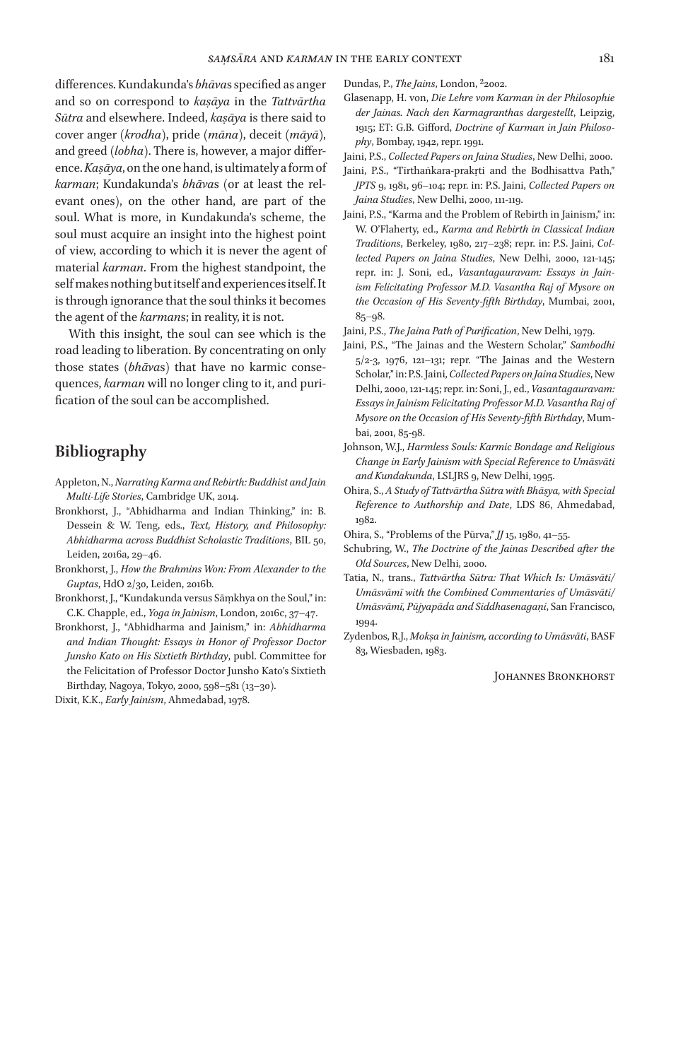differences. Kundakunda's *bhāva*s specified as anger and so on correspond to *kaṣāya* in the *Tattvārtha Sūtra* and elsewhere. Indeed, *kaṣāya* is there said to cover anger (*krodha*), pride (*māna*), deceit (*māyā*), and greed (*lobha*). There is, however, a major difference. *Kaṣāya*, on the one hand, is ultimately a form of *karman*; Kundakunda's *bhāva*s (or at least the relevant ones), on the other hand, are part of the soul. What is more, in Kundakunda's scheme, the soul must acquire an insight into the highest point of view, according to which it is never the agent of material *karman*. From the highest standpoint, the self makes nothing but itself and experiences itself. It is through ignorance that the soul thinks it becomes the agent of the *karman*s; in reality, it is not.

With this insight, the soul can see which is the road leading to liberation. By concentrating on only those states (*bhāva*s) that have no karmic consequences, *karman* will no longer cling to it, and purification of the soul can be accomplished.

## Bibliography

Appleton, N., *Narrating Karma and Rebirth: Buddhist and Jain Multi-Life Stories*, Cambridge UK, 2014.

Bronkhorst, J., "Abhidharma and Indian Thinking," in: B. Dessein & W. Teng, eds., *Text, History, and Philosophy: Abhidharma across Buddhist Scholastic Traditions*, BIL 50, Leiden, 2016a, 29–46.

Bronkhorst, J., *How the Brahmins Won: From Alexander to the Guptas*, HdO 2/30, Leiden, 2016b.

Bronkhorst, J., "Kundakunda versus Sāṃkhya on the Soul," in: C.K. Chapple, ed., *Yoga in Jainism*, London, 2016c, 37–47.

Bronkhorst, J., "Abhidharma and Jainism," in: *Abhidharma and Indian Thought: Essays in Honor of Professor Doctor Junsho Kato on His Sixtieth Birthday*, publ. Committee for the Felicitation of Professor Doctor Junsho Kato's Sixtieth Birthday, Nagoya, Tokyo, 2000, 598–581 (13–30).

Dixit, K.K., *Early Jainism*, Ahmedabad, 1978.

Dundas, P., *The Jains*, London, [2]2002.

Glasenapp, H. von, *Die Lehre vom Karman in der Philosophie der Jainas. Nach den Karmagranthas dargestellt*, Leipzig, 1915; ET: G.B. Gifford, *Doctrine of Karman in Jain Philosophy*, Bombay, 1942, repr. 1991.

Jaini, P.S., *Collected Papers on Jaina Studies*, New Delhi, 2000.

Jaini, P.S., "Tīrthaṅkara-prakṛti and the Bodhisattva Path," *JPTS* 9, 1981, 96–104; repr. in: P.S. Jaini, *Collected Papers on Jaina Studies*, New Delhi, 2000, 111-119.

Jaini, P.S., "Karma and the Problem of Rebirth in Jainism," in: W. O'Flaherty, ed., *Karma and Rebirth in Classical Indian Traditions*, Berkeley, 1980, 217–238; repr. in: P.S. Jaini, *Collected Papers on Jaina Studies*, New Delhi, 2000, 121-145; repr. in: J. Soni, ed., *Vasantagauravam: Essays in Jainism Felicitating Professor M.D. Vasantha Raj of Mysore on the Occasion of His Seventy-fifth Birthday*, Mumbai, 2001, 85–98.

Jaini, P.S., *The Jaina Path of Purification*, New Delhi, 1979.

Jaini, P.S., "The Jainas and the Western Scholar," *Sambodhi* 5/2-3, 1976, 121–131; repr. "The Jainas and the Western Scholar," in: P.S. Jaini, *Collected Papers on Jaina Studies*, New Delhi, 2000, 121-145; repr. in: Soni, J., ed., *Vasantagauravam: Essays in Jainism Felicitating Professor M.D. Vasantha Raj of Mysore on the Occasion of His Seventy-fifth Birthday*, Mumbai, 2001, 85-98.

Johnson, W.J., *Harmless Souls: Karmic Bondage and Religious Change in Early Jainism with Special Reference to Umāsvāti and Kundakunda*, LSLJRS 9, New Delhi, 1995.

Ohira, S., *A Study of Tattvārtha Sūtra with Bhāṣya, with Special Reference to Authorship and Date*, LDS 86, Ahmedabad, 1982.

Ohira, S., "Problems of the Pūrva," *JJ* 15, 1980, 41–55.

Schubring, W., *The Doctrine of the Jainas Described after the Old Sources*, New Delhi, 2000.

Tatia, N., trans., *Tattvārtha Sūtra: That Which Is: Umāsvāti/Umāsvāmī with the Combined Commentaries of Umāsvāti/Umāsvāmī, Pūjyapāda and Siddhasenagaṇi*, San Francisco, 1994.

Zydenbos, R.J., *Mokṣa in Jainism, according to Umāsvāti*, BASF 83, Wiesbaden, 1983.

Johannes Bronkhorst